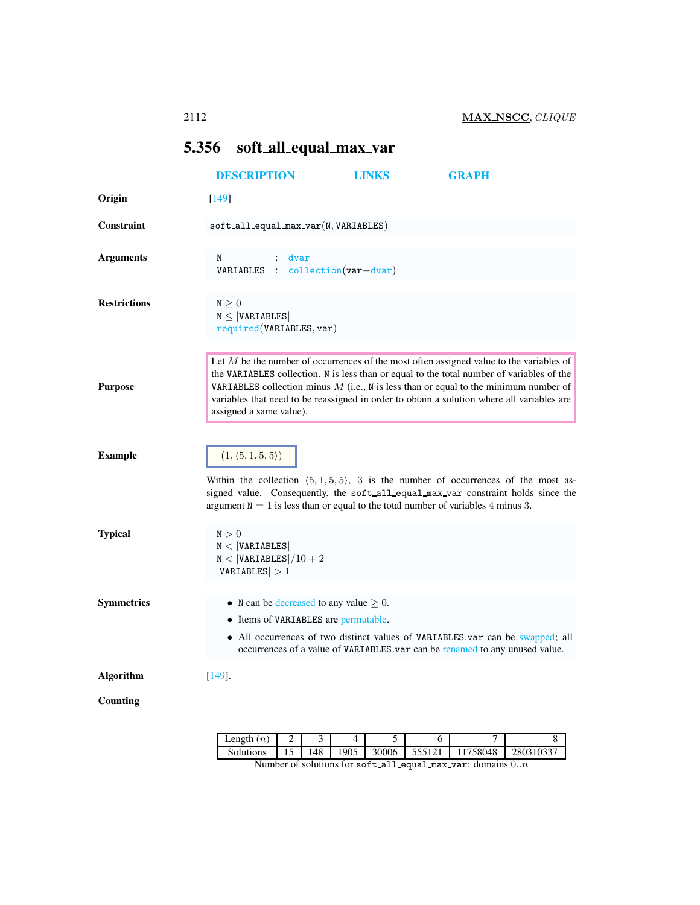## 5.356 soft_all_equal_max_var

**DESCRIPTION** **LINKS** **GRAPH**

**Origin** [149]

**Constraint** `soft_all_equal_max_var(N, VARIABLES)`

**Arguments**

```
N         : dvar
VARIABLES : collection(var-dvar)
```

**Restrictions**

$\texttt{N} \geq 0$
$\texttt{N} \leq |\texttt{VARIABLES}|$
`required(VARIABLES, var)`

**Purpose**

Let $M$ be the number of occurrences of the most often assigned value to the variables of the VARIABLES collection. N is less than or equal to the total number of variables of the VARIABLES collection minus $M$ (i.e., N is less than or equal to the minimum number of variables that need to be reassigned in order to obtain a solution where all variables are assigned a same value).

**Example**

$(1, \langle 5, 1, 5, 5 \rangle)$

Within the collection $\langle 5, 1, 5, 5 \rangle$, 3 is the number of occurrences of the most assigned value. Consequently, the soft_all_equal_max_var constraint holds since the argument $\texttt{N} = 1$ is less than or equal to the total number of variables 4 minus 3.

**Typical**

$\texttt{N} > 0$
$\texttt{N} < |\texttt{VARIABLES}|$
$\texttt{N} < |\texttt{VARIABLES}|/10 + 2$
$|\texttt{VARIABLES}| > 1$

**Symmetries**

- N can be decreased to any value $\geq 0$.
- Items of VARIABLES are permutable.
- All occurrences of two distinct values of VARIABLES.var can be swapped; all occurrences of a value of VARIABLES.var can be renamed to any unused value.

**Algorithm** [149].

**Counting**

| Length ($n$) | 2 | 3 | 4 | 5 | 6 | 7 | 8 |
|---|---|---|---|---|---|---|---|
| Solutions | 15 | 148 | 1905 | 30006 | 555121 | 11758048 | 280310337 |

Number of solutions for soft_all_equal_max_var: domains $0..n$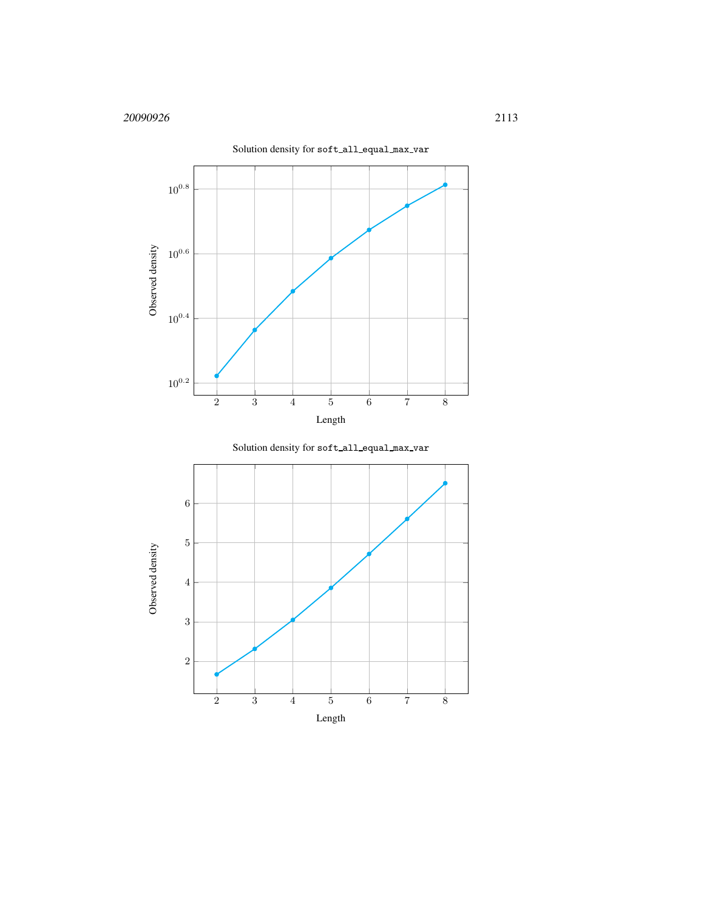Solution density for `soft_all_equal_max_var`

Solution density for `soft_all_equal_max_var`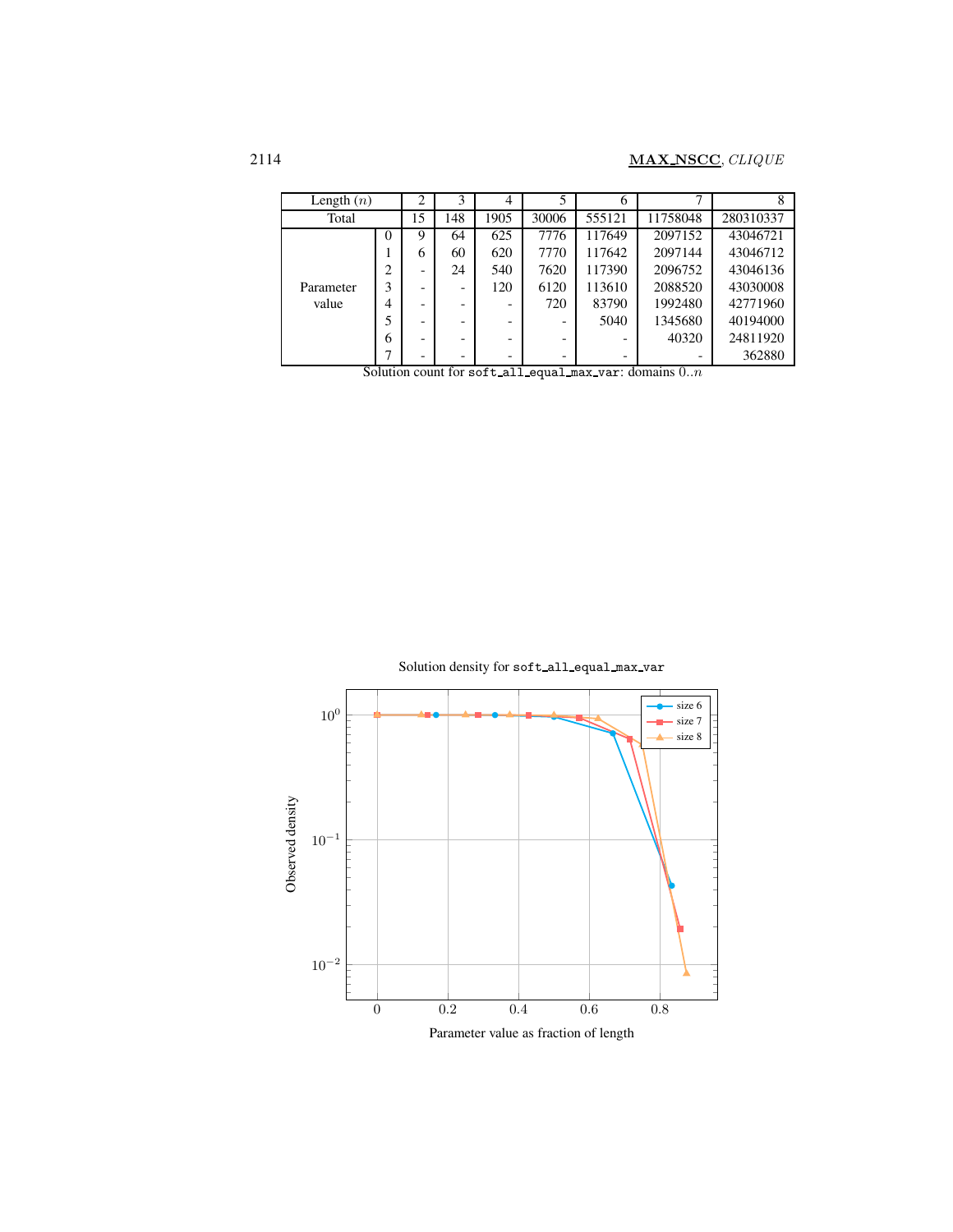| Length ($n$) | | 2 | 3 | 4 | 5 | 6 | 7 | 8 |
|---|---|---|---|---|---|---|---|---|
| Total | | 15 | 148 | 1905 | 30006 | 555121 | 11758048 | 280310337 |
| Parameter value | 0 | 9 | 64 | 625 | 7776 | 117649 | 2097152 | 43046721 |
| | 1 | 6 | 60 | 620 | 7770 | 117642 | 2097144 | 43046712 |
| | 2 | - | 24 | 540 | 7620 | 117390 | 2096752 | 43046136 |
| | 3 | - | - | 120 | 6120 | 113610 | 2088520 | 43030008 |
| | 4 | - | - | - | 720 | 83790 | 1992480 | 42771960 |
| | 5 | - | - | - | - | 5040 | 1345680 | 40194000 |
| | 6 | - | - | - | - | - | 40320 | 24811920 |
| | 7 | - | - | - | - | - | - | 362880 |

Solution count for `soft_all_equal_max_var`: domains $0..n$

Solution density for `soft_all_equal_max_var`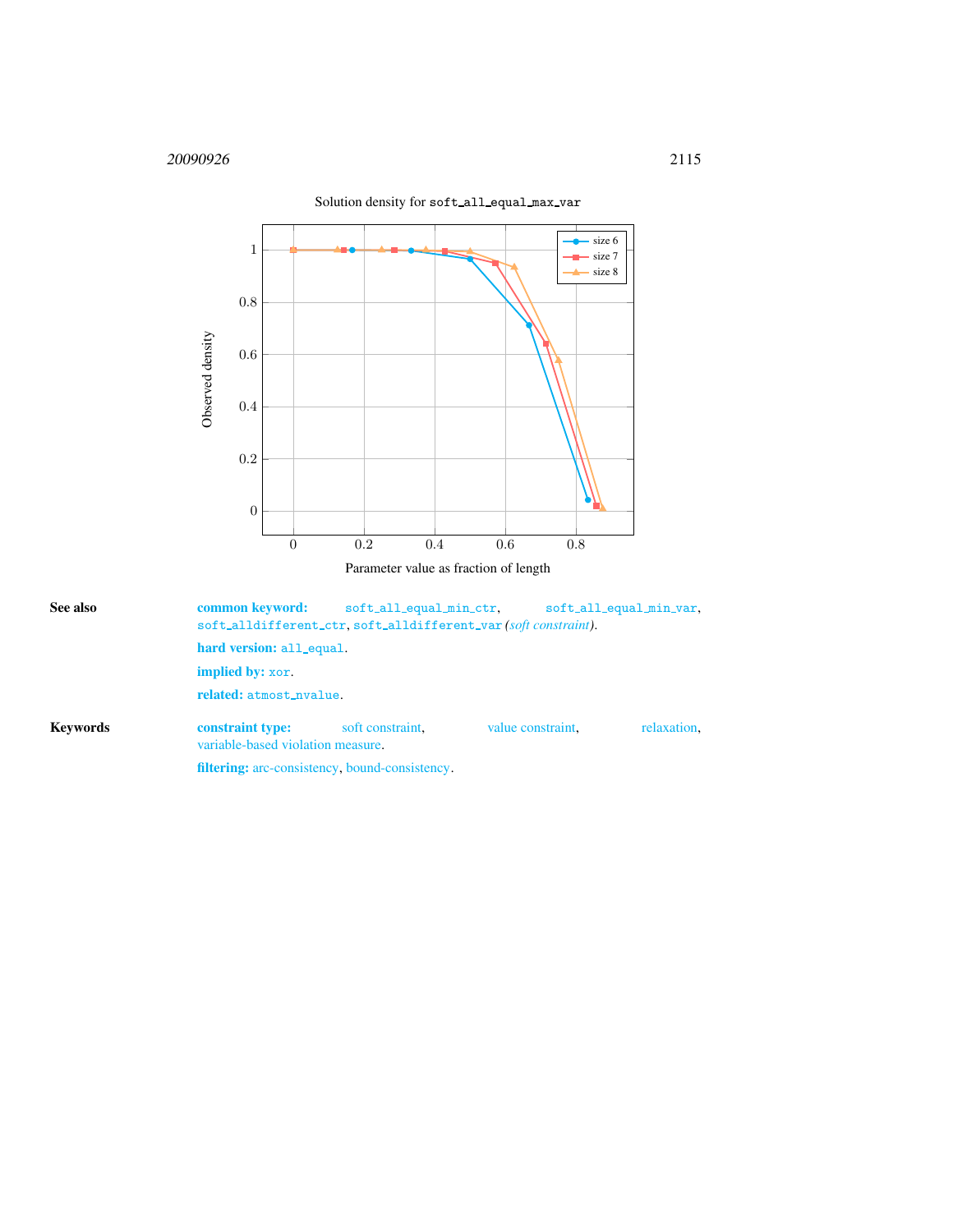Solution density for soft_all_equal_max_var

| Parameter value as fraction of length | Observed density |
|---|---|

See also

**common keyword:** soft_all_equal_min_ctr, soft_all_equal_min_var, soft_alldifferent_ctr, soft_alldifferent_var *(soft constraint)*.

**hard version:** all_equal.

**implied by:** xor.

**related:** atmost_nvalue.

Keywords

**constraint type:** soft constraint, value constraint, relaxation, variable-based violation measure.

**filtering:** arc-consistency, bound-consistency.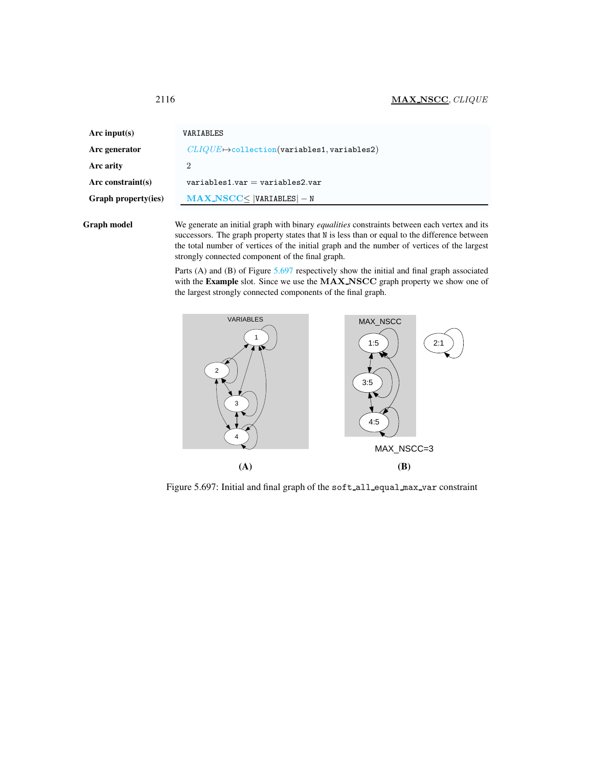| | |
|---|---|
| **Arc input(s)** | VARIABLES |
| **Arc generator** | *CLIQUE*↦collection(variables1, variables2) |
| **Arc arity** | 2 |
| **Arc constraint(s)** | variables1.var = variables2.var |
| **Graph property(ies)** | **MAX_NSCC**≤ \|VARIABLES\| − N |

**Graph model** We generate an initial graph with binary *equalities* constraints between each vertex and its successors. The graph property states that N is less than or equal to the difference between the total number of vertices of the initial graph and the number of vertices of the largest strongly connected component of the final graph.

Parts (A) and (B) of Figure 5.697 respectively show the initial and final graph associated with the **Example** slot. Since we use the **MAX_NSCC** graph property we show one of the largest strongly connected components of the final graph.

(A) (B)

Figure 5.697: Initial and final graph of the soft_all_equal_max_var constraint